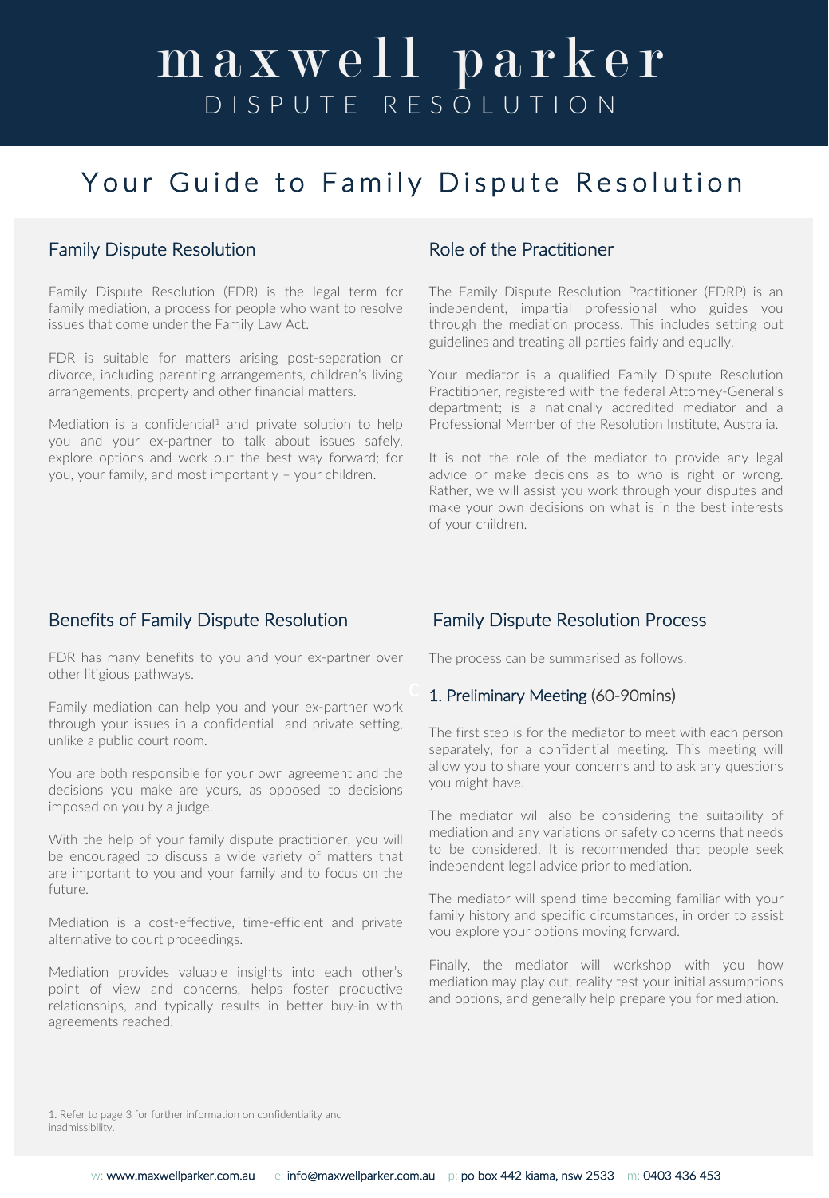# maxwell parker

DISPUTE RESOLUTION

# Your Guide to Family Dispute Resolution

## Family Dispute Resolution

Family Dispute Resolution (FDR) is the legal term for family mediation, a process for people who want to resolve issues that come under the Family Law Act.

FDR is suitable for matters arising post-separation or divorce, including parenting arrangements, children's living arrangements, property and other financial matters.

Mediation is a confidential[1] and private solution to help you and your ex-partner to talk about issues safely, explore options and work out the best way forward; for you, your family, and most importantly – your children.

## Role of the Practitioner

The Family Dispute Resolution Practitioner (FDRP) is an independent, impartial professional who guides you through the mediation process. This includes setting out guidelines and treating all parties fairly and equally.

Your mediator is a qualified Family Dispute Resolution Practitioner, registered with the federal Attorney-General's department; is a nationally accredited mediator and a Professional Member of the Resolution Institute, Australia.

It is not the role of the mediator to provide any legal advice or make decisions as to who is right or wrong. Rather, we will assist you work through your disputes and make your own decisions on what is in the best interests of your children.

## Benefits of Family Dispute Resolution

FDR has many benefits to you and your ex-partner over other litigious pathways.

Family mediation can help you and your ex-partner work through your issues in a confidential and private setting, unlike a public court room.

You are both responsible for your own agreement and the decisions you make are yours, as opposed to decisions imposed on you by a judge.

With the help of your family dispute practitioner, you will be encouraged to discuss a wide variety of matters that are important to you and your family and to focus on the future.

Mediation is a cost-effective, time-efficient and private alternative to court proceedings.

Mediation provides valuable insights into each other's point of view and concerns, helps foster productive relationships, and typically results in better buy-in with agreements reached.

## Family Dispute Resolution Process

The process can be summarised as follows:

### 1. Preliminary Meeting (60-90mins)

The first step is for the mediator to meet with each person separately, for a confidential meeting. This meeting will allow you to share your concerns and to ask any questions you might have.

The mediator will also be considering the suitability of mediation and any variations or safety concerns that needs to be considered. It is recommended that people seek independent legal advice prior to mediation.

The mediator will spend time becoming familiar with your family history and specific circumstances, in order to assist you explore your options moving forward.

Finally, the mediator will workshop with you how mediation may play out, reality test your initial assumptions and options, and generally help prepare you for mediation.

1. Refer to page 3 for further information on confidentiality and inadmissibility.

w: www.maxwellparker.com.au e: info@maxwellparker.com.au p: po box 442 kiama, nsw 2533 m: 0403 436 453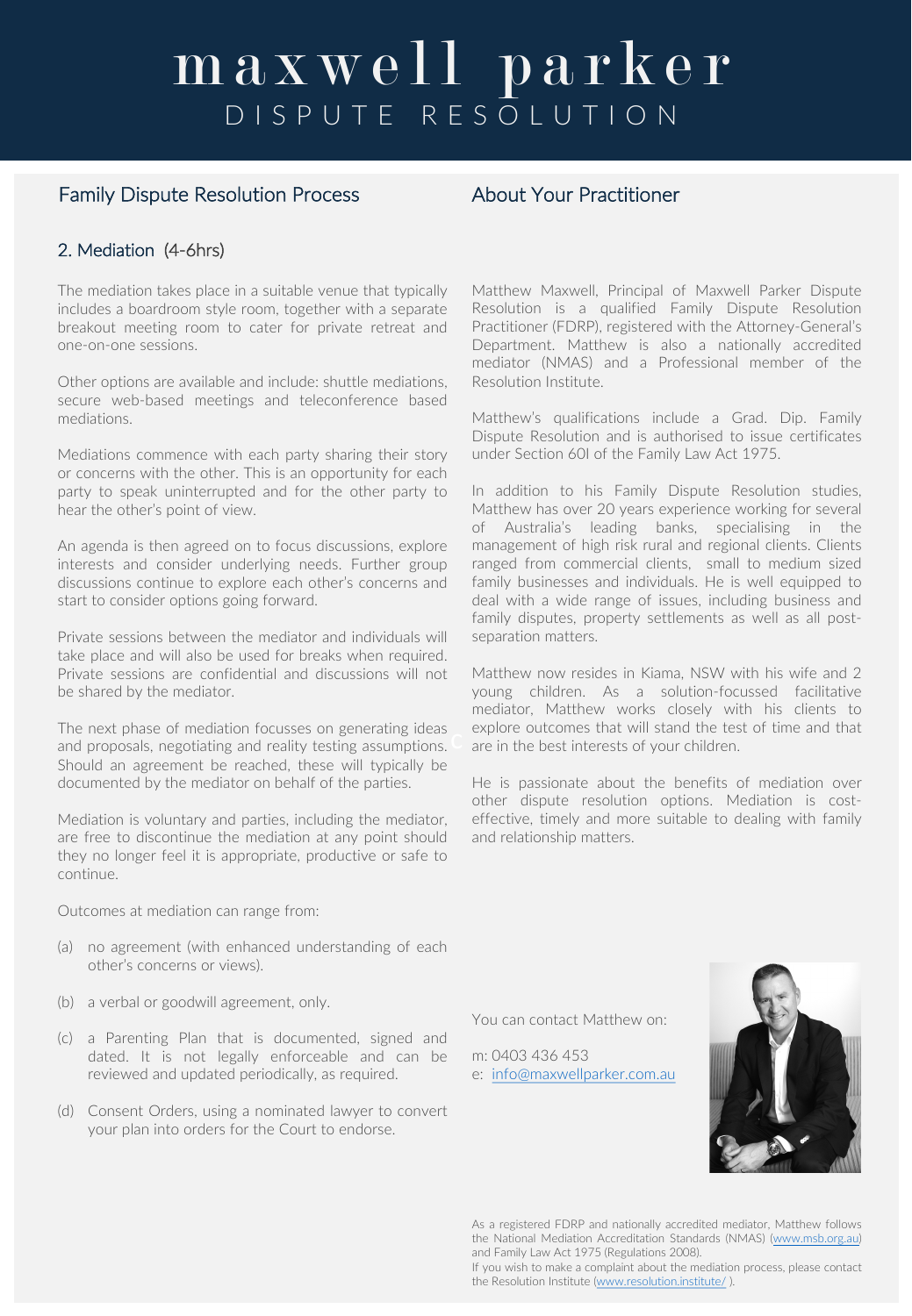# maxwell parker

DISPUTE RESOLUTION

## Family Dispute Resolution Process

### 2. Mediation (4-6hrs)

The mediation takes place in a suitable venue that typically includes a boardroom style room, together with a separate breakout meeting room to cater for private retreat and one-on-one sessions.

Other options are available and include: shuttle mediations, secure web-based meetings and teleconference based mediations.

Mediations commence with each party sharing their story or concerns with the other. This is an opportunity for each party to speak uninterrupted and for the other party to hear the other's point of view.

An agenda is then agreed on to focus discussions, explore interests and consider underlying needs. Further group discussions continue to explore each other's concerns and start to consider options going forward.

Private sessions between the mediator and individuals will take place and will also be used for breaks when required. Private sessions are confidential and discussions will not be shared by the mediator.

The next phase of mediation focusses on generating ideas and proposals, negotiating and reality testing assumptions. Should an agreement be reached, these will typically be documented by the mediator on behalf of the parties.

Mediation is voluntary and parties, including the mediator, are free to discontinue the mediation at any point should they no longer feel it is appropriate, productive or safe to continue.

Outcomes at mediation can range from:

(a) no agreement (with enhanced understanding of each other's concerns or views).

(b) a verbal or goodwill agreement, only.

(c) a Parenting Plan that is documented, signed and dated. It is not legally enforceable and can be reviewed and updated periodically, as required.

(d) Consent Orders, using a nominated lawyer to convert your plan into orders for the Court to endorse.

## About Your Practitioner

Matthew Maxwell, Principal of Maxwell Parker Dispute Resolution is a qualified Family Dispute Resolution Practitioner (FDRP), registered with the Attorney-General's Department. Matthew is also a nationally accredited mediator (NMAS) and a Professional member of the Resolution Institute.

Matthew's qualifications include a Grad. Dip. Family Dispute Resolution and is authorised to issue certificates under Section 60I of the Family Law Act 1975.

In addition to his Family Dispute Resolution studies, Matthew has over 20 years experience working for several of Australia's leading banks, specialising in the management of high risk rural and regional clients. Clients ranged from commercial clients, small to medium sized family businesses and individuals. He is well equipped to deal with a wide range of issues, including business and family disputes, property settlements as well as all post-separation matters.

Matthew now resides in Kiama, NSW with his wife and 2 young children. As a solution-focussed facilitative mediator, Matthew works closely with his clients to explore outcomes that will stand the test of time and that are in the best interests of your children.

He is passionate about the benefits of mediation over other dispute resolution options. Mediation is cost-effective, timely and more suitable to dealing with family and relationship matters.

You can contact Matthew on:

m: 0403 436 453
e: [info@maxwellparker.com.au](mailto:info@maxwellparker.com.au)

As a registered FDRP and nationally accredited mediator, Matthew follows the National Mediation Accreditation Standards (NMAS) ([www.msb.org.au](http://www.msb.org.au)) and Family Law Act 1975 (Regulations 2008).
If you wish to make a complaint about the mediation process, please contact the Resolution Institute ([www.resolution.institute/](http://www.resolution.institute/) ).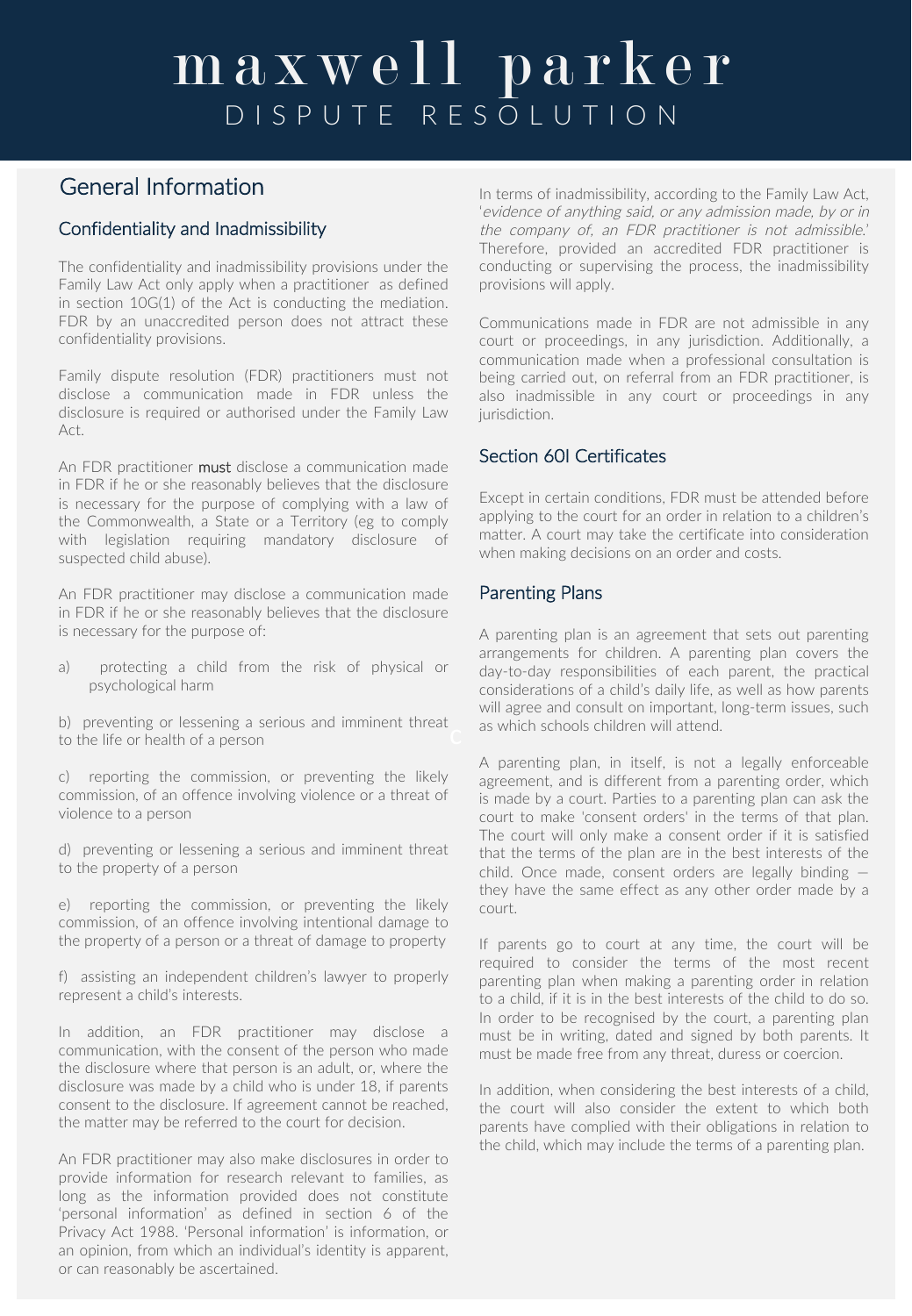# maxwell parker

DISPUTE RESOLUTION

## General Information

### Confidentiality and Inadmissibility

The confidentiality and inadmissibility provisions under the Family Law Act only apply when a practitioner as defined in section 10G(1) of the Act is conducting the mediation. FDR by an unaccredited person does not attract these confidentiality provisions.

Family dispute resolution (FDR) practitioners must not disclose a communication made in FDR unless the disclosure is required or authorised under the Family Law Act.

An FDR practitioner **must** disclose a communication made in FDR if he or she reasonably believes that the disclosure is necessary for the purpose of complying with a law of the Commonwealth, a State or a Territory (eg to comply with legislation requiring mandatory disclosure of suspected child abuse).

An FDR practitioner may disclose a communication made in FDR if he or she reasonably believes that the disclosure is necessary for the purpose of:

a) protecting a child from the risk of physical or psychological harm

b) preventing or lessening a serious and imminent threat to the life or health of a person

c) reporting the commission, or preventing the likely commission, of an offence involving violence or a threat of violence to a person

d) preventing or lessening a serious and imminent threat to the property of a person

e) reporting the commission, or preventing the likely commission, of an offence involving intentional damage to the property of a person or a threat of damage to property

f) assisting an independent children's lawyer to properly represent a child's interests.

In addition, an FDR practitioner may disclose a communication, with the consent of the person who made the disclosure where that person is an adult, or, where the disclosure was made by a child who is under 18, if parents consent to the disclosure. If agreement cannot be reached, the matter may be referred to the court for decision.

An FDR practitioner may also make disclosures in order to provide information for research relevant to families, as long as the information provided does not constitute 'personal information' as defined in section 6 of the Privacy Act 1988. 'Personal information' is information, or an opinion, from which an individual's identity is apparent, or can reasonably be ascertained.

In terms of inadmissibility, according to the Family Law Act, '*evidence of anything said, or any admission made, by or in the company of, an FDR practitioner is not admissible.*' Therefore, provided an accredited FDR practitioner is conducting or supervising the process, the inadmissibility provisions will apply.

Communications made in FDR are not admissible in any court or proceedings, in any jurisdiction. Additionally, a communication made when a professional consultation is being carried out, on referral from an FDR practitioner, is also inadmissible in any court or proceedings in any jurisdiction.

### Section 60I Certificates

Except in certain conditions, FDR must be attended before applying to the court for an order in relation to a children's matter. A court may take the certificate into consideration when making decisions on an order and costs.

### Parenting Plans

A parenting plan is an agreement that sets out parenting arrangements for children. A parenting plan covers the day-to-day responsibilities of each parent, the practical considerations of a child's daily life, as well as how parents will agree and consult on important, long-term issues, such as which schools children will attend.

A parenting plan, in itself, is not a legally enforceable agreement, and is different from a parenting order, which is made by a court. Parties to a parenting plan can ask the court to make 'consent orders' in the terms of that plan. The court will only make a consent order if it is satisfied that the terms of the plan are in the best interests of the child. Once made, consent orders are legally binding — they have the same effect as any other order made by a court.

If parents go to court at any time, the court will be required to consider the terms of the most recent parenting plan when making a parenting order in relation to a child, if it is in the best interests of the child to do so. In order to be recognised by the court, a parenting plan must be in writing, dated and signed by both parents. It must be made free from any threat, duress or coercion.

In addition, when considering the best interests of a child, the court will also consider the extent to which both parents have complied with their obligations in relation to the child, which may include the terms of a parenting plan.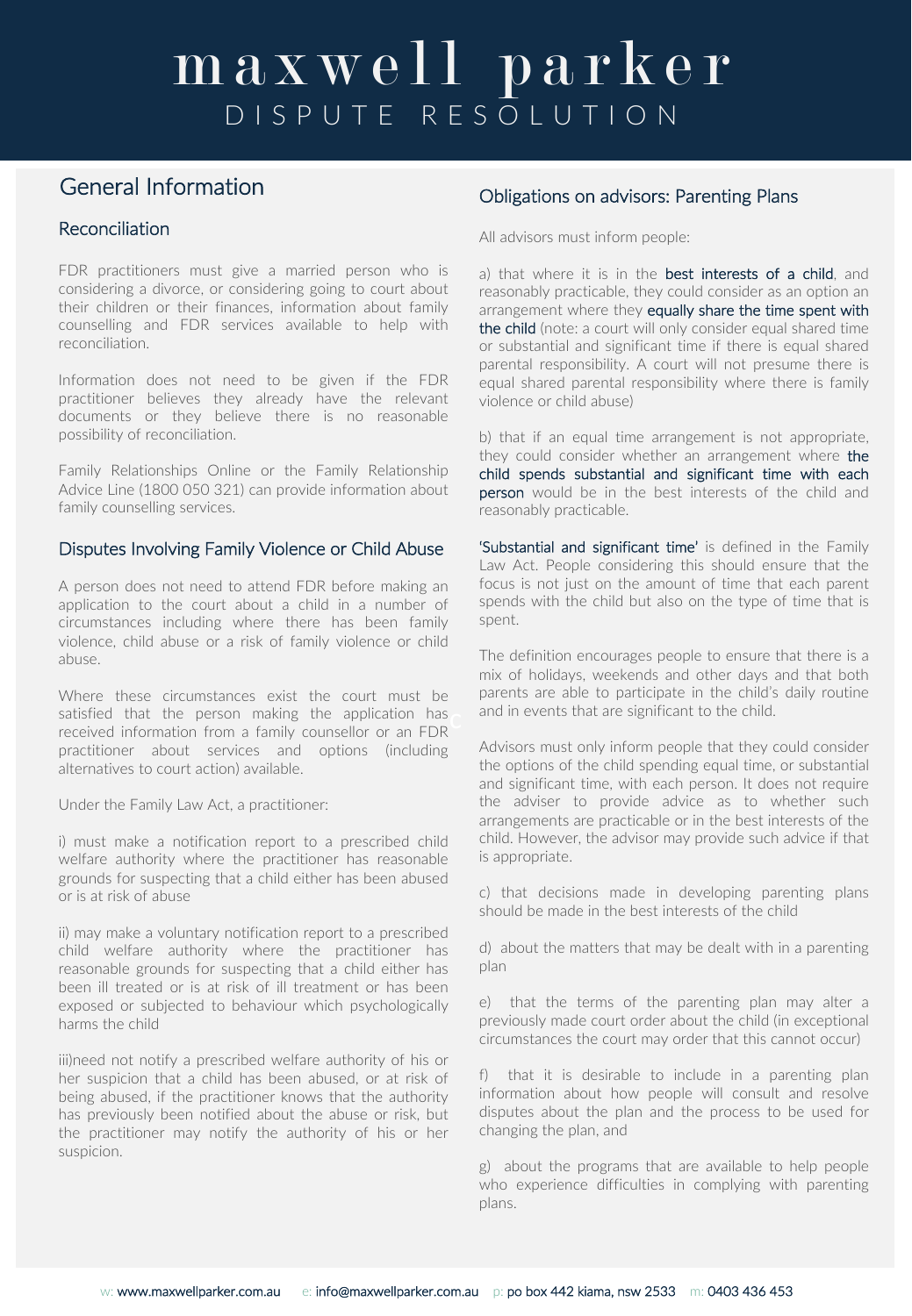# maxwell parker
DISPUTE RESOLUTION

## General Information

### Reconciliation

FDR practitioners must give a married person who is considering a divorce, or considering going to court about their children or their finances, information about family counselling and FDR services available to help with reconciliation.

Information does not need to be given if the FDR practitioner believes they already have the relevant documents or they believe there is no reasonable possibility of reconciliation.

Family Relationships Online or the Family Relationship Advice Line (1800 050 321) can provide information about family counselling services.

### Disputes Involving Family Violence or Child Abuse

A person does not need to attend FDR before making an application to the court about a child in a number of circumstances including where there has been family violence, child abuse or a risk of family violence or child abuse.

Where these circumstances exist the court must be satisfied that the person making the application has received information from a family counsellor or an FDR practitioner about services and options (including alternatives to court action) available.

Under the Family Law Act, a practitioner:

i) must make a notification report to a prescribed child welfare authority where the practitioner has reasonable grounds for suspecting that a child either has been abused or is at risk of abuse

ii) may make a voluntary notification report to a prescribed child welfare authority where the practitioner has reasonable grounds for suspecting that a child either has been ill treated or is at risk of ill treatment or has been exposed or subjected to behaviour which psychologically harms the child

iii)need not notify a prescribed welfare authority of his or her suspicion that a child has been abused, or at risk of being abused, if the practitioner knows that the authority has previously been notified about the abuse or risk, but the practitioner may notify the authority of his or her suspicion.

## Obligations on advisors: Parenting Plans

All advisors must inform people:

a) that where it is in the best interests of a child, and reasonably practicable, they could consider as an option an arrangement where they equally share the time spent with the child (note: a court will only consider equal shared time or substantial and significant time if there is equal shared parental responsibility. A court will not presume there is equal shared parental responsibility where there is family violence or child abuse)

b) that if an equal time arrangement is not appropriate, they could consider whether an arrangement where the child spends substantial and significant time with each person would be in the best interests of the child and reasonably practicable.

'Substantial and significant time' is defined in the Family Law Act. People considering this should ensure that the focus is not just on the amount of time that each parent spends with the child but also on the type of time that is spent.

The definition encourages people to ensure that there is a mix of holidays, weekends and other days and that both parents are able to participate in the child's daily routine and in events that are significant to the child.

Advisors must only inform people that they could consider the options of the child spending equal time, or substantial and significant time, with each person. It does not require the adviser to provide advice as to whether such arrangements are practicable or in the best interests of the child. However, the advisor may provide such advice if that is appropriate.

c) that decisions made in developing parenting plans should be made in the best interests of the child

d) about the matters that may be dealt with in a parenting plan

e) that the terms of the parenting plan may alter a previously made court order about the child (in exceptional circumstances the court may order that this cannot occur)

f) that it is desirable to include in a parenting plan information about how people will consult and resolve disputes about the plan and the process to be used for changing the plan, and

g) about the programs that are available to help people who experience difficulties in complying with parenting plans.

w: www.maxwellparker.com.au e: info@maxwellparker.com.au p: po box 442 kiama, nsw 2533 m: 0403 436 453